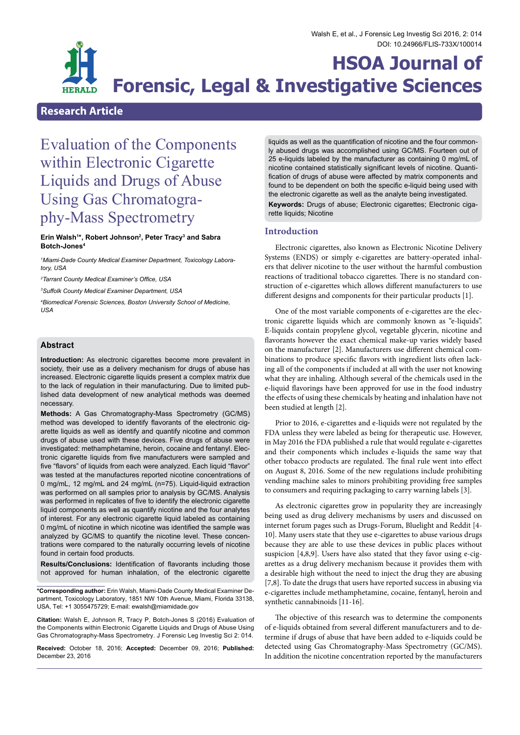# HSOA Journal of Forensic, Legal & Investigative Sciences

## Research Article

# Evaluation of the Components within Electronic Cigarette Liquids and Drugs of Abuse Using Gas Chromatography-Mass Spectrometry

**Erin Walsh[1]*, Robert Johnson[2], Peter Tracy[3] and Sabra Botch-Jones[4]**

[1] *Miami-Dade County Medical Examiner Department, Toxicology Laboratory, USA*

[2] *Tarrant County Medical Examiner's Office, USA*

[3] *Suffolk County Medical Examiner Department, USA*

[4] *Biomedical Forensic Sciences, Boston University School of Medicine, USA*

## Abstract

**Introduction:** As electronic cigarettes become more prevalent in society, their use as a delivery mechanism for drugs of abuse has increased. Electronic cigarette liquids present a complex matrix due to the lack of regulation in their manufacturing. Due to limited published data development of new analytical methods was deemed necessary.

**Methods:** A Gas Chromatography-Mass Spectrometry (GC/MS) method was developed to identify flavorants of the electronic cigarette liquids as well as identify and quantify nicotine and common drugs of abuse used with these devices. Five drugs of abuse were investigated: methamphetamine, heroin, cocaine and fentanyl. Electronic cigarette liquids from five manufacturers were sampled and five "flavors" of liquids from each were analyzed. Each liquid "flavor" was tested at the manufactures reported nicotine concentrations of 0 mg/mL, 12 mg/mL and 24 mg/mL (n=75). Liquid-liquid extraction was performed on all samples prior to analysis by GC/MS. Analysis was performed in replicates of five to identify the electronic cigarette liquid components as well as quantify nicotine and the four analytes of interest. For any electronic cigarette liquid labeled as containing 0 mg/mL of nicotine in which nicotine was identified the sample was analyzed by GC/MS to quantify the nicotine level. These concentrations were compared to the naturally occurring levels of nicotine found in certain food products.

**Results/Conclusions:** Identification of flavorants including those not approved for human inhalation, of the electronic cigarette liquids as well as the quantification of nicotine and the four commonly abused drugs was accomplished using GC/MS. Fourteen out of 25 e-liquids labeled by the manufacturer as containing 0 mg/mL of nicotine contained statistically significant levels of nicotine. Quantification of drugs of abuse were affected by matrix components and found to be dependent on both the specific e-liquid being used with the electronic cigarette as well as the analyte being investigated.

**Keywords:** Drugs of abuse; Electronic cigarettes; Electronic cigarette liquids; Nicotine

*Corresponding author: Erin Walsh, Miami-Dade County Medical Examiner Department, Toxicology Laboratory, 1851 NW 10th Avenue, Miami, Florida 33138, USA, Tel: +1 3055475729; E-mail: ewalsh@miamidade.gov

**Citation:** Walsh E, Johnson R, Tracy P, Botch-Jones S (2016) Evaluation of the Components within Electronic Cigarette Liquids and Drugs of Abuse Using Gas Chromatography-Mass Spectrometry. J Forensic Leg Investig Sci 2: 014.

**Received:** October 18, 2016; **Accepted:** December 09, 2016; **Published:** December 23, 2016

## Introduction

Electronic cigarettes, also known as Electronic Nicotine Delivery Systems (ENDS) or simply e-cigarettes are battery-operated inhalers that deliver nicotine to the user without the harmful combustion reactions of traditional tobacco cigarettes. There is no standard construction of e-cigarettes which allows different manufacturers to use different designs and components for their particular products [1].

One of the most variable components of e-cigarettes are the electronic cigarette liquids which are commonly known as "e-liquids". E-liquids contain propylene glycol, vegetable glycerin, nicotine and flavorants however the exact chemical make-up varies widely based on the manufacturer [2]. Manufacturers use different chemical combinations to produce specific flavors with ingredient lists often lacking all of the components if included at all with the user not knowing what they are inhaling. Although several of the chemicals used in the e-liquid flavorings have been approved for use in the food industry the effects of using these chemicals by heating and inhalation have not been studied at length [2].

Prior to 2016, e-cigarettes and e-liquids were not regulated by the FDA unless they were labeled as being for therapeutic use. However, in May 2016 the FDA published a rule that would regulate e-cigarettes and their components which includes e-liquids the same way that other tobacco products are regulated. The final rule went into effect on August 8, 2016. Some of the new regulations include prohibiting vending machine sales to minors prohibiting providing free samples to consumers and requiring packaging to carry warning labels [3].

As electronic cigarettes grow in popularity they are increasingly being used as drug delivery mechanisms by users and discussed on internet forum pages such as Drugs-Forum, Bluelight and Reddit [4-10]. Many users state that they use e-cigarettes to abuse various drugs because they are able to use these devices in public places without suspicion [4,8,9]. Users have also stated that they favor using e-cigarettes as a drug delivery mechanism because it provides them with a desirable high without the need to inject the drug they are abusing [7,8]. To date the drugs that users have reported success in abusing via e-cigarettes include methamphetamine, cocaine, fentanyl, heroin and synthetic cannabinoids [11-16].

The objective of this research was to determine the components of e-liquids obtained from several different manufacturers and to determine if drugs of abuse that have been added to e-liquids could be detected using Gas Chromatography-Mass Spectrometry (GC/MS). In addition the nicotine concentration reported by the manufacturers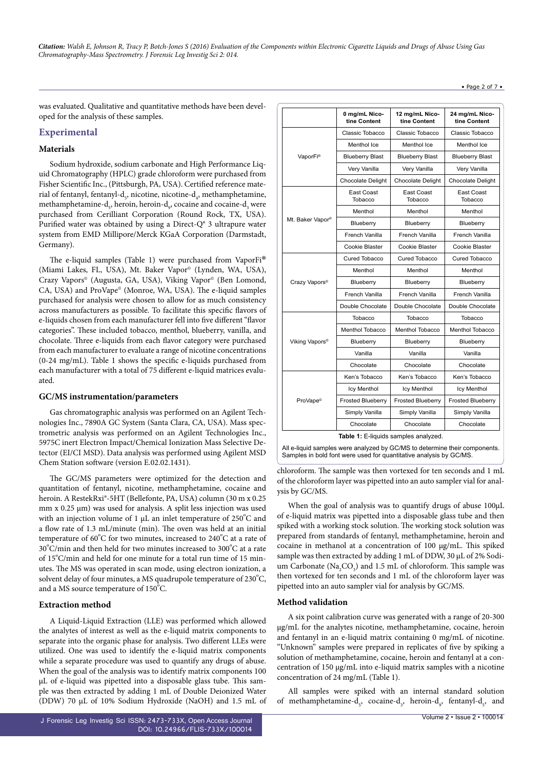was evaluated. Qualitative and quantitative methods have been developed for the analysis of these samples.

## Experimental

### Materials

Sodium hydroxide, sodium carbonate and High Performance Liquid Chromatography (HPLC) grade chloroform were purchased from Fisher Scientific Inc., (Pittsburgh, PA, USA). Certified reference material of fentanyl, fentanyl-$d_5$, nicotine, nicotine-$d_4$, methamphetamine, methamphetamine-$d_5$, heroin, heroin-$d_9$, cocaine and cocaine-$d_3$ were purchased from Cerilliant Corporation (Round Rock, TX, USA). Purified water was obtained by using a Direct-Q® 3 ultrapure water system from EMD Millipore/Merck KGaA Corporation (Darmstadt, Germany).

The e-liquid samples (Table 1) were purchased from VaporFi® (Miami Lakes, FL, USA), Mt. Baker Vapor© (Lynden, WA, USA), Crazy Vapors© (Augusta, GA, USA), Viking Vapor© (Ben Lomond, CA, USA) and ProVape© (Monroe, WA, USA). The e-liquid samples purchased for analysis were chosen to allow for as much consistency across manufacturers as possible. To facilitate this specific flavors of e-liquids chosen from each manufacturer fell into five different "flavor categories". These included tobacco, menthol, blueberry, vanilla, and chocolate. Three e-liquids from each flavor category were purchased from each manufacturer to evaluate a range of nicotine concentrations (0-24 mg/mL). Table 1 shows the specific e-liquids purchased from each manufacturer with a total of 75 different e-liquid matrices evaluated.

| | 0 mg/mL Nicotine Content | 12 mg/mL Nicotine Content | 24 mg/mL Nicotine Content |
|---|---|---|---|
| VaporFi® | Classic Tobacco | Classic Tobacco | Classic Tobacco |
| | Menthol Ice | Menthol Ice | Menthol Ice |
| | Blueberry Blast | Blueberry Blast | Blueberry Blast |
| | Very Vanilla | Very Vanilla | Very Vanilla |
| | Chocolate Delight | Chocolate Delight | Chocolate Delight |
| Mt. Baker Vapor© | East Coast Tobacco | East Coast Tobacco | East Coast Tobacco |
| | Menthol | Menthol | Menthol |
| | Blueberry | Blueberry | Blueberry |
| | French Vanilla | French Vanilla | French Vanilla |
| | Cookie Blaster | Cookie Blaster | Cookie Blaster |
| Crazy Vapors© | Cured Tobacco | Cured Tobacco | Cured Tobacco |
| | Menthol | Menthol | Menthol |
| | Blueberry | Blueberry | Blueberry |
| | French Vanilla | French Vanilla | French Vanilla |
| | Double Chocolate | Double Chocolate | Double Chocolate |
| Viking Vapors© | Tobacco | Tobacco | Tobacco |
| | Menthol Tobacco | Menthol Tobacco | Menthol Tobacco |
| | Blueberry | Blueberry | Blueberry |
| | Vanilla | Vanilla | Vanilla |
| | Chocolate | Chocolate | Chocolate |
| ProVape© | Ken's Tobacco | Ken's Tobacco | Ken's Tobacco |
| | Icy Menthol | Icy Menthol | Icy Menthol |
| | Frosted Blueberry | Frosted Blueberry | Frosted Blueberry |
| | Simply Vanilla | Simply Vanilla | Simply Vanilla |
| | Chocolate | Chocolate | Chocolate |

**Table 1:** E-liquids samples analyzed.

All e-liquid samples were analyzed by GC/MS to determine their components. Samples in bold font were used for quantitative analysis by GC/MS.

### GC/MS instrumentation/parameters

Gas chromatographic analysis was performed on an Agilent Technologies Inc., 7890A GC System (Santa Clara, CA, USA). Mass spectrometric analysis was performed on an Agilent Technologies Inc., 5975C inert Electron Impact/Chemical Ionization Mass Selective Detector (EI/CI MSD). Data analysis was performed using Agilent MSD Chem Station software (version E.02.02.1431).

The GC/MS parameters were optimized for the detection and quantitation of fentanyl, nicotine, methamphetamine, cocaine and heroin. A RestekRxi®-5HT (Bellefonte, PA, USA) column (30 m x 0.25 mm x 0.25 µm) was used for analysis. A split less injection was used with an injection volume of 1 µL an inlet temperature of 250°C and a flow rate of 1.3 mL/minute (min). The oven was held at an initial temperature of 60°C for two minutes, increased to 240°C at a rate of 30°C/min and then held for two minutes increased to 300°C at a rate of 15°C/min and held for one minute for a total run time of 15 minutes. The MS was operated in scan mode, using electron ionization, a solvent delay of four minutes, a MS quadrupole temperature of 230°C, and a MS source temperature of 150°C.

### Extraction method

A Liquid-Liquid Extraction (LLE) was performed which allowed the analytes of interest as well as the e-liquid matrix components to separate into the organic phase for analysis. Two different LLEs were utilized. One was used to identify the e-liquid matrix components while a separate procedure was used to quantify any drugs of abuse. When the goal of the analysis was to identify matrix components 100 µL of e-liquid was pipetted into a disposable glass tube. This sample was then extracted by adding 1 mL of Double Deionized Water (DDW) 70 µL of 10% Sodium Hydroxide (NaOH) and 1.5 mL of chloroform. The sample was then vortexed for ten seconds and 1 mL of the chloroform layer was pipetted into an auto sampler vial for analysis by GC/MS.

When the goal of analysis was to quantify drugs of abuse 100µL of e-liquid matrix was pipetted into a disposable glass tube and then spiked with a working stock solution. The working stock solution was prepared from standards of fentanyl, methamphetamine, heroin and cocaine in methanol at a concentration of 100 µg/mL. This spiked sample was then extracted by adding 1 mL of DDW, 30 µL of 2% Sodium Carbonate ($Na_2CO_3$) and 1.5 mL of chloroform. This sample was then vortexed for ten seconds and 1 mL of the chloroform layer was pipetted into an auto sampler vial for analysis by GC/MS.

### Method validation

A six point calibration curve was generated with a range of 20-300 µg/mL for the analytes nicotine, methamphetamine, cocaine, heroin and fentanyl in an e-liquid matrix containing 0 mg/mL of nicotine. "Unknown" samples were prepared in replicates of five by spiking a solution of methamphetamine, cocaine, heroin and fentanyl at a concentration of 150 µg/mL into e-liquid matrix samples with a nicotine concentration of 24 mg/mL (Table 1).

All samples were spiked with an internal standard solution of methamphetamine-$d_5$, cocaine-$d_3$, heroin-$d_9$, fentanyl-$d_5$, and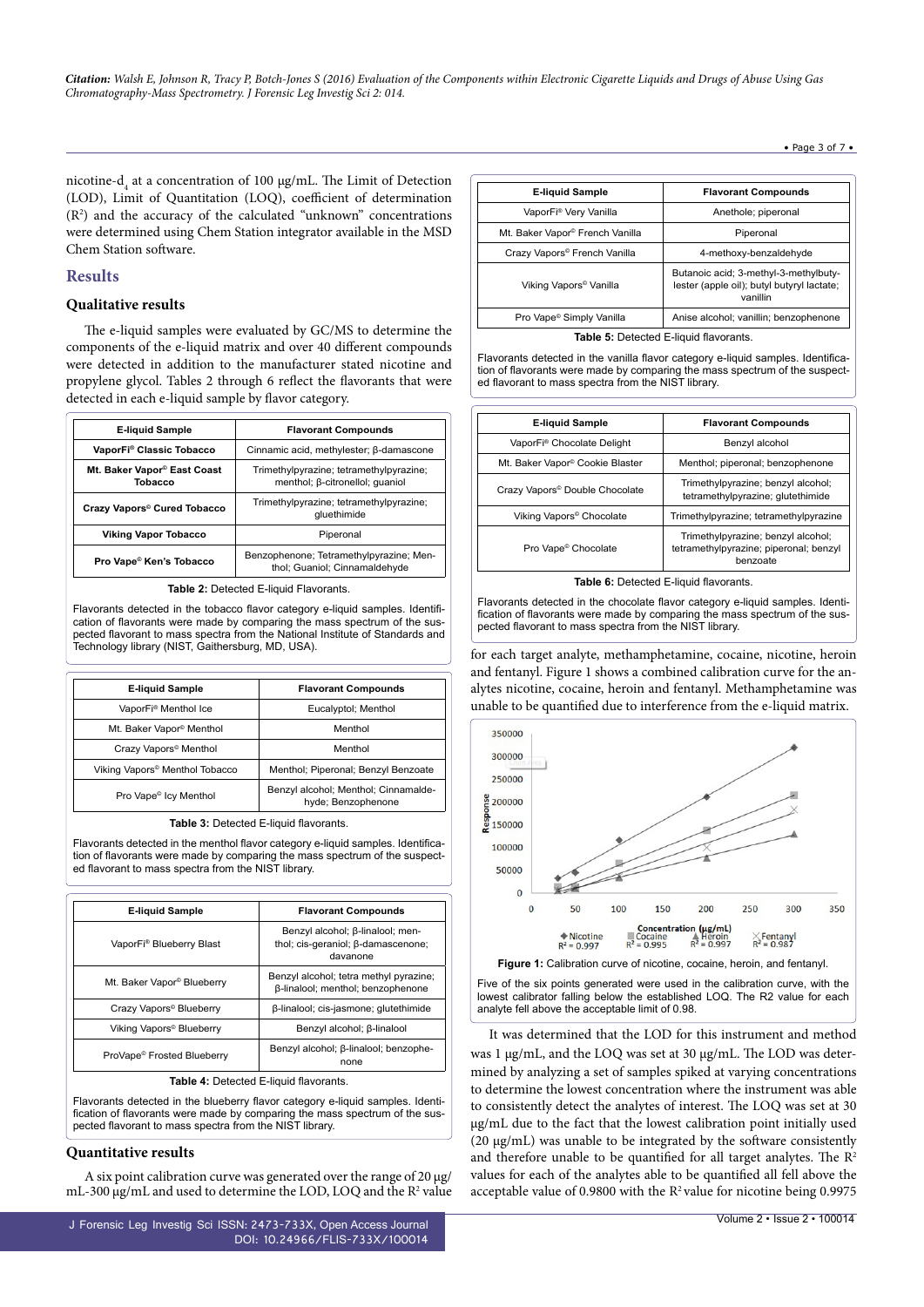nicotine-$d_4$ at a concentration of 100 μg/mL. The Limit of Detection (LOD), Limit of Quantitation (LOQ), coefficient of determination ($R^2$) and the accuracy of the calculated "unknown" concentrations were determined using Chem Station integrator available in the MSD Chem Station software.

## Results

### Qualitative results

The e-liquid samples were evaluated by GC/MS to determine the components of the e-liquid matrix and over 40 different compounds were detected in addition to the manufacturer stated nicotine and propylene glycol. Tables 2 through 6 reflect the flavorants that were detected in each e-liquid sample by flavor category.

| E-liquid Sample | Flavorant Compounds |
|---|---|
| **VaporFi® Classic Tobacco** | Cinnamic acid, methylester; β-damascone |
| **Mt. Baker Vapor© East Coast Tobacco** | Trimethylpyrazine; tetramethylpyrazine; menthol; β-citronellol; guaniol |
| **Crazy Vapors© Cured Tobacco** | Trimethylpyrazine; tetramethylpyrazine; gluethimide |
| **Viking Vapor Tobacco** | Piperonal |
| **Pro Vape© Ken's Tobacco** | Benzophenone; Tetramethylpyrazine; Menthol; Guaniol; Cinnamaldehyde |

**Table 2:** Detected E-liquid Flavorants.

Flavorants detected in the tobacco flavor category e-liquid samples. Identification of flavorants were made by comparing the mass spectrum of the suspected flavorant to mass spectra from the National Institute of Standards and Technology library (NIST, Gaithersburg, MD, USA).

| E-liquid Sample | Flavorant Compounds |
|---|---|
| VaporFi® Menthol Ice | Eucalyptol; Menthol |
| Mt. Baker Vapor© Menthol | Menthol |
| Crazy Vapors© Menthol | Menthol |
| Viking Vapors© Menthol Tobacco | Menthol; Piperonal; Benzyl Benzoate |
| Pro Vape© Icy Menthol | Benzyl alcohol; Menthol; Cinnamaldehyde; Benzophenone |

**Table 3:** Detected E-liquid flavorants.

Flavorants detected in the menthol flavor category e-liquid samples. Identification of flavorants were made by comparing the mass spectrum of the suspected flavorant to mass spectra from the NIST library.

| E-liquid Sample | Flavorant Compounds |
|---|---|
| VaporFi® Blueberry Blast | Benzyl alcohol; β-linalool; menthol; cis-geraniol; β-damascenone; davanone |
| Mt. Baker Vapor© Blueberry | Benzyl alcohol; tetra methyl pyrazine; β-linalool; menthol; benzophenone |
| Crazy Vapors© Blueberry | β-linalool; cis-jasmone; glutethimide |
| Viking Vapors© Blueberry | Benzyl alcohol; β-linalool |
| ProVape© Frosted Blueberry | Benzyl alcohol; β-linalool; benzophenone |

**Table 4:** Detected E-liquid flavorants.

Flavorants detected in the blueberry flavor category e-liquid samples. Identification of flavorants were made by comparing the mass spectrum of the suspected flavorant to mass spectra from the NIST library.

### Quantitative results

A six point calibration curve was generated over the range of 20 μg/mL-300 μg/mL and used to determine the LOD, LOQ and the $R^2$ value for each target analyte, methamphetamine, cocaine, nicotine, heroin and fentanyl. Figure 1 shows a combined calibration curve for the analytes nicotine, cocaine, heroin and fentanyl. Methamphetamine was unable to be quantified due to interference from the e-liquid matrix.

| E-liquid Sample | Flavorant Compounds |
|---|---|
| VaporFi® Very Vanilla | Anethole; piperonal |
| Mt. Baker Vapor© French Vanilla | Piperonal |
| Crazy Vapors© French Vanilla | 4-methoxy-benzaldehyde |
| Viking Vapors© Vanilla | Butanoic acid; 3-methyl-3-methylbutylester (apple oil); butyl butyryl lactate; vanillin |
| Pro Vape© Simply Vanilla | Anise alcohol; vanillin; benzophenone |

**Table 5:** Detected E-liquid flavorants.

Flavorants detected in the vanilla flavor category e-liquid samples. Identification of flavorants were made by comparing the mass spectrum of the suspected flavorant to mass spectra from the NIST library.

| E-liquid Sample | Flavorant Compounds |
|---|---|
| VaporFi® Chocolate Delight | Benzyl alcohol |
| Mt. Baker Vapor© Cookie Blaster | Menthol; piperonal; benzophenone |
| Crazy Vapors© Double Chocolate | Trimethylpyrazine; benzyl alcohol; tetramethylpyrazine; glutethimide |
| Viking Vapors© Chocolate | Trimethylpyrazine; tetramethylpyrazine |
| Pro Vape© Chocolate | Trimethylpyrazine; benzyl alcohol; tetramethylpyrazine; piperonal; benzyl benzoate |

**Table 6:** Detected E-liquid flavorants.

Flavorants detected in the chocolate flavor category e-liquid samples. Identification of flavorants were made by comparing the mass spectrum of the suspected flavorant to mass spectra from the NIST library.

**Figure 1:** Calibration curve of nicotine, cocaine, heroin, and fentanyl.

Five of the six points generated were used in the calibration curve, with the lowest calibrator falling below the established LOQ. The R2 value for each analyte fell above the acceptable limit of 0.98.

It was determined that the LOD for this instrument and method was 1 μg/mL, and the LOQ was set at 30 μg/mL. The LOD was determined by analyzing a set of samples spiked at varying concentrations to determine the lowest concentration where the instrument was able to consistently detect the analytes of interest. The LOQ was set at 30 μg/mL due to the fact that the lowest calibration point initially used (20 μg/mL) was unable to be integrated by the software consistently and therefore unable to be quantified for all target analytes. The $R^2$ values for each of the analytes able to be quantified all fell above the acceptable value of 0.9800 with the $R^2$ value for nicotine being 0.9975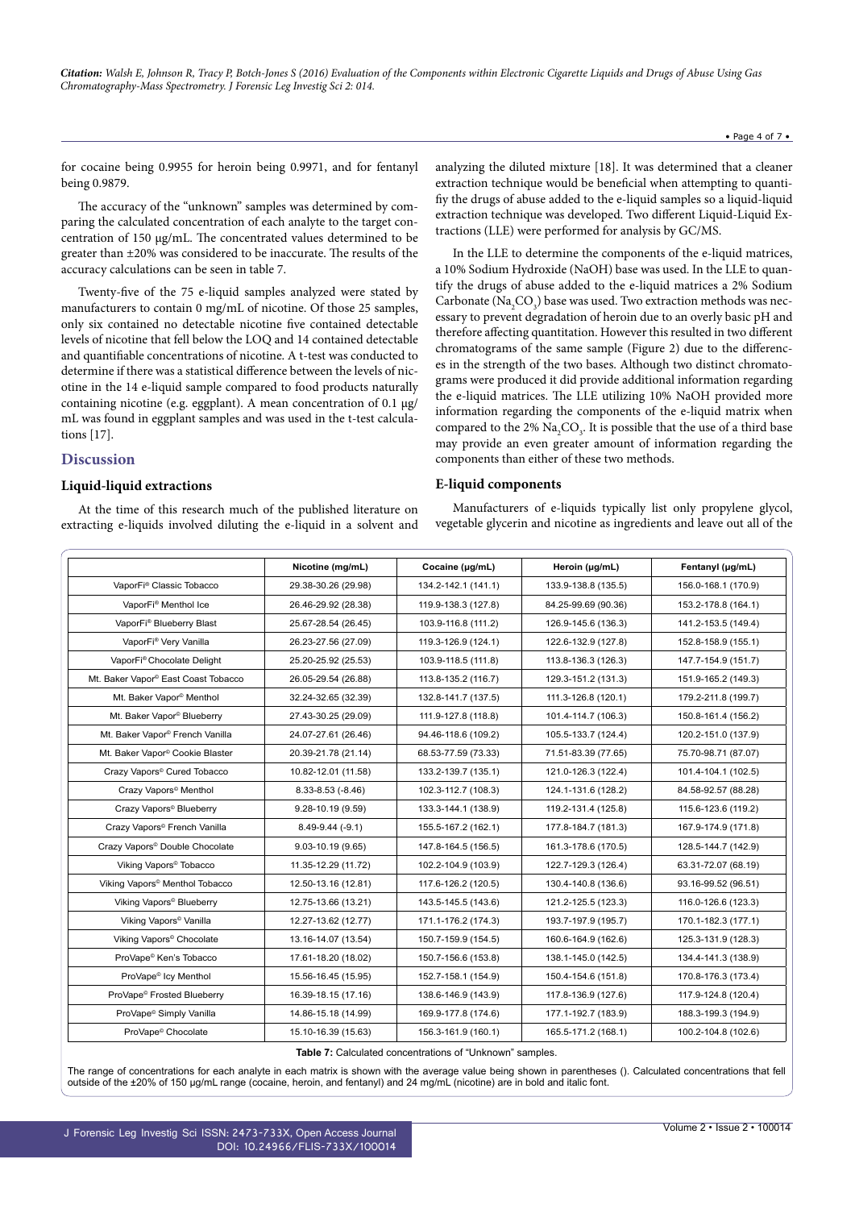for cocaine being 0.9955 for heroin being 0.9971, and for fentanyl being 0.9879.

The accuracy of the "unknown" samples was determined by comparing the calculated concentration of each analyte to the target concentration of 150 μg/mL. The concentrated values determined to be greater than ±20% was considered to be inaccurate. The results of the accuracy calculations can be seen in table 7.

Twenty-five of the 75 e-liquid samples analyzed were stated by manufacturers to contain 0 mg/mL of nicotine. Of those 25 samples, only six contained no detectable nicotine five contained detectable levels of nicotine that fell below the LOQ and 14 contained detectable and quantifiable concentrations of nicotine. A t-test was conducted to determine if there was a statistical difference between the levels of nicotine in the 14 e-liquid sample compared to food products naturally containing nicotine (e.g. eggplant). A mean concentration of 0.1 μg/mL was found in eggplant samples and was used in the t-test calculations [17].

## Discussion

### Liquid-liquid extractions

At the time of this research much of the published literature on extracting e-liquids involved diluting the e-liquid in a solvent and analyzing the diluted mixture [18]. It was determined that a cleaner extraction technique would be beneficial when attempting to quantify the drugs of abuse added to the e-liquid samples so a liquid-liquid extraction technique was developed. Two different Liquid-Liquid Extractions (LLE) were performed for analysis by GC/MS.

In the LLE to determine the components of the e-liquid matrices, a 10% Sodium Hydroxide (NaOH) base was used. In the LLE to quantify the drugs of abuse added to the e-liquid matrices a 2% Sodium Carbonate ($Na_2CO_3$) base was used. Two extraction methods was necessary to prevent degradation of heroin due to an overly basic pH and therefore affecting quantitation. However this resulted in two different chromatograms of the same sample (Figure 2) due to the differences in the strength of the two bases. Although two distinct chromatograms were produced it did provide additional information regarding the e-liquid matrices. The LLE utilizing 10% NaOH provided more information regarding the components of the e-liquid matrix when compared to the 2% $Na_2CO_3$. It is possible that the use of a third base may provide an even greater amount of information regarding the components than either of these two methods.

### E-liquid components

Manufacturers of e-liquids typically list only propylene glycol, vegetable glycerin and nicotine as ingredients and leave out all of the

| | Nicotine (mg/mL) | Cocaine (μg/mL) | Heroin (μg/mL) | Fentanyl (μg/mL) |
|---|---|---|---|---|
| VaporFi® Classic Tobacco | 29.38-30.26 (29.98) | 134.2-142.1 (141.1) | 133.9-138.8 (135.5) | 156.0-168.1 (170.9) |
| VaporFi® Menthol Ice | 26.46-29.92 (28.38) | 119.9-138.3 (127.8) | 84.25-99.69 (90.36) | 153.2-178.8 (164.1) |
| VaporFi® Blueberry Blast | 25.67-28.54 (26.45) | 103.9-116.8 (111.2) | 126.9-145.6 (136.3) | 141.2-153.5 (149.4) |
| VaporFi® Very Vanilla | 26.23-27.56 (27.09) | 119.3-126.9 (124.1) | 122.6-132.9 (127.8) | 152.8-158.9 (155.1) |
| VaporFi® Chocolate Delight | 25.20-25.92 (25.53) | 103.9-118.5 (111.8) | 113.8-136.3 (126.3) | 147.7-154.9 (151.7) |
| Mt. Baker Vapor© East Coast Tobacco | 26.05-29.54 (26.88) | 113.8-135.2 (116.7) | 129.3-151.2 (131.3) | 151.9-165.2 (149.3) |
| Mt. Baker Vapor© Menthol | 32.24-32.65 (32.39) | 132.8-141.7 (137.5) | 111.3-126.8 (120.1) | 179.2-211.8 (199.7) |
| Mt. Baker Vapor© Blueberry | 27.43-30.25 (29.09) | 111.9-127.8 (118.8) | 101.4-114.7 (106.3) | 150.8-161.4 (156.2) |
| Mt. Baker Vapor© French Vanilla | 24.07-27.61 (26.46) | 94.46-118.6 (109.2) | 105.5-133.7 (124.4) | 120.2-151.0 (137.9) |
| Mt. Baker Vapor© Cookie Blaster | 20.39-21.78 (21.14) | 68.53-77.59 (73.33) | 71.51-83.39 (77.65) | 75.70-98.71 (87.07) |
| Crazy Vapors© Cured Tobacco | 10.82-12.01 (11.58) | 133.2-139.7 (135.1) | 121.0-126.3 (122.4) | 101.4-104.1 (102.5) |
| Crazy Vapors© Menthol | 8.33-8.53 (-8.46) | 102.3-112.7 (108.3) | 124.1-131.6 (128.2) | 84.58-92.57 (88.28) |
| Crazy Vapors© Blueberry | 9.28-10.19 (9.59) | 133.3-144.1 (138.9) | 119.2-131.4 (125.8) | 115.6-123.6 (119.2) |
| Crazy Vapors© French Vanilla | 8.49-9.44 (-9.1) | 155.5-167.2 (162.1) | 177.8-184.7 (181.3) | 167.9-174.9 (171.8) |
| Crazy Vapors© Double Chocolate | 9.03-10.19 (9.65) | 147.8-164.5 (156.5) | 161.3-178.6 (170.5) | 128.5-144.7 (142.9) |
| Viking Vapors© Tobacco | 11.35-12.29 (11.72) | 102.2-104.9 (103.9) | 122.7-129.3 (126.4) | 63.31-72.07 (68.19) |
| Viking Vapors© Menthol Tobacco | 12.50-13.16 (12.81) | 117.6-126.2 (120.5) | 130.4-140.8 (136.6) | 93.16-99.52 (96.51) |
| Viking Vapors© Blueberry | 12.75-13.66 (13.21) | 143.5-145.5 (143.6) | 121.2-125.5 (123.3) | 116.0-126.6 (123.3) |
| Viking Vapors© Vanilla | 12.27-13.62 (12.77) | 171.1-176.2 (174.3) | 193.7-197.9 (195.7) | 170.1-182.3 (177.1) |
| Viking Vapors© Chocolate | 13.16-14.07 (13.54) | 150.7-159.9 (154.5) | 160.6-164.9 (162.6) | 125.3-131.9 (128.3) |
| ProVape© Ken's Tobacco | 17.61-18.20 (18.02) | 150.7-156.6 (153.8) | 138.1-145.0 (142.5) | 134.4-141.3 (138.9) |
| ProVape© Icy Menthol | 15.56-16.45 (15.95) | 152.7-158.1 (154.9) | 150.4-154.6 (151.8) | 170.8-176.3 (173.4) |
| ProVape© Frosted Blueberry | 16.39-18.15 (17.16) | 138.6-146.9 (143.9) | 117.8-136.9 (127.6) | 117.9-124.8 (120.4) |
| ProVape© Simply Vanilla | 14.86-15.18 (14.99) | 169.9-177.8 (174.6) | 177.1-192.7 (183.9) | 188.3-199.3 (194.9) |
| ProVape© Chocolate | 15.10-16.39 (15.63) | 156.3-161.9 (160.1) | 165.5-171.2 (168.1) | 100.2-104.8 (102.6) |

**Table 7:** Calculated concentrations of "Unknown" samples.

The range of concentrations for each analyte in each matrix is shown with the average value being shown in parentheses (). Calculated concentrations that fell outside of the ±20% of 150 μg/mL range (cocaine, heroin, and fentanyl) and 24 mg/mL (nicotine) are in bold and italic font.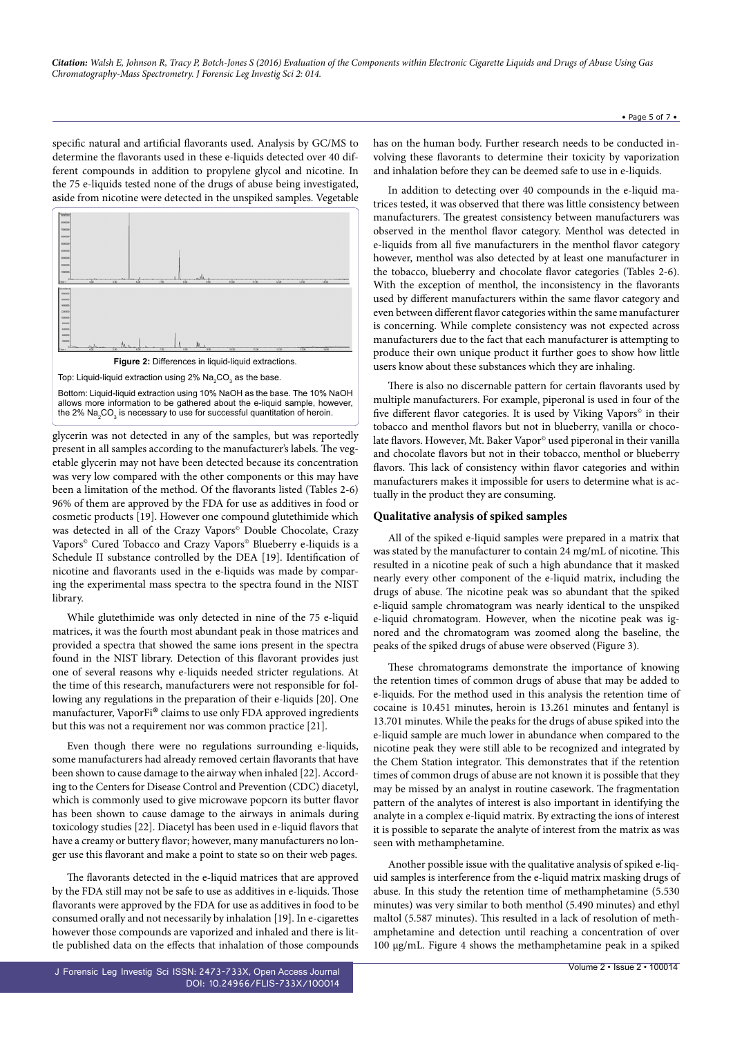specific natural and artificial flavorants used. Analysis by GC/MS to determine the flavorants used in these e-liquids detected over 40 different compounds in addition to propylene glycol and nicotine. In the 75 e-liquids tested none of the drugs of abuse being investigated, aside from nicotine were detected in the unspiked samples. Vegetable glycerin was not detected in any of the samples, but was reportedly present in all samples according to the manufacturer's labels. The vegetable glycerin may not have been detected because its concentration was very low compared with the other components or this may have been a limitation of the method. Of the flavorants listed (Tables 2-6) 96% of them are approved by the FDA for use as additives in food or cosmetic products [19]. However one compound glutethimide which was detected in all of the Crazy Vapors© Double Chocolate, Crazy Vapors© Cured Tobacco and Crazy Vapors© Blueberry e-liquids is a Schedule II substance controlled by the DEA [19]. Identification of nicotine and flavorants used in the e-liquids was made by comparing the experimental mass spectra to the spectra found in the NIST library.

**Figure 2:** Differences in liquid-liquid extractions.

Top: Liquid-liquid extraction using 2% $Na_2CO_3$ as the base.

Bottom: Liquid-liquid extraction using 10% NaOH as the base. The 10% NaOH allows more information to be gathered about the e-liquid sample, however, the 2% $Na_2CO_3$ is necessary to use for successful quantitation of heroin.

While glutethimide was only detected in nine of the 75 e-liquid matrices, it was the fourth most abundant peak in those matrices and provided a spectra that showed the same ions present in the spectra found in the NIST library. Detection of this flavorant provides just one of several reasons why e-liquids needed stricter regulations. At the time of this research, manufacturers were not responsible for following any regulations in the preparation of their e-liquids [20]. One manufacturer, VaporFi® claims to use only FDA approved ingredients but this was not a requirement nor was common practice [21].

Even though there were no regulations surrounding e-liquids, some manufacturers had already removed certain flavorants that have been shown to cause damage to the airway when inhaled [22]. According to the Centers for Disease Control and Prevention (CDC) diacetyl, which is commonly used to give microwave popcorn its butter flavor has been shown to cause damage to the airways in animals during toxicology studies [22]. Diacetyl has been used in e-liquid flavors that have a creamy or buttery flavor; however, many manufacturers no longer use this flavorant and make a point to state so on their web pages.

The flavorants detected in the e-liquid matrices that are approved by the FDA still may not be safe to use as additives in e-liquids. Those flavorants were approved by the FDA for use as additives in food to be consumed orally and not necessarily by inhalation [19]. In e-cigarettes however those compounds are vaporized and inhaled and there is little published data on the effects that inhalation of those compounds has on the human body. Further research needs to be conducted involving these flavorants to determine their toxicity by vaporization and inhalation before they can be deemed safe to use in e-liquids.

In addition to detecting over 40 compounds in the e-liquid matrices tested, it was observed that there was little consistency between manufacturers. The greatest consistency between manufacturers was observed in the menthol flavor category. Menthol was detected in e-liquids from all five manufacturers in the menthol flavor category however, menthol was also detected by at least one manufacturer in the tobacco, blueberry and chocolate flavor categories (Tables 2-6). With the exception of menthol, the inconsistency in the flavorants used by different manufacturers within the same flavor category and even between different flavor categories within the same manufacturer is concerning. While complete consistency was not expected across manufacturers due to the fact that each manufacturer is attempting to produce their own unique product it further goes to show how little users know about these substances which they are inhaling.

There is also no discernable pattern for certain flavorants used by multiple manufacturers. For example, piperonal is used in four of the five different flavor categories. It is used by Viking Vapors© in their tobacco and menthol flavors but not in blueberry, vanilla or chocolate flavors. However, Mt. Baker Vapor© used piperonal in their vanilla and chocolate flavors but not in their tobacco, menthol or blueberry flavors. This lack of consistency within flavor categories and within manufacturers makes it impossible for users to determine what is actually in the product they are consuming.

### Qualitative analysis of spiked samples

All of the spiked e-liquid samples were prepared in a matrix that was stated by the manufacturer to contain 24 mg/mL of nicotine. This resulted in a nicotine peak of such a high abundance that it masked nearly every other component of the e-liquid matrix, including the drugs of abuse. The nicotine peak was so abundant that the spiked e-liquid sample chromatogram was nearly identical to the unspiked e-liquid chromatogram. However, when the nicotine peak was ignored and the chromatogram was zoomed along the baseline, the peaks of the spiked drugs of abuse were observed (Figure 3).

These chromatograms demonstrate the importance of knowing the retention times of common drugs of abuse that may be added to e-liquids. For the method used in this analysis the retention time of cocaine is 10.451 minutes, heroin is 13.261 minutes and fentanyl is 13.701 minutes. While the peaks for the drugs of abuse spiked into the e-liquid sample are much lower in abundance when compared to the nicotine peak they were still able to be recognized and integrated by the Chem Station integrator. This demonstrates that if the retention times of common drugs of abuse are not known it is possible that they may be missed by an analyst in routine casework. The fragmentation pattern of the analytes of interest is also important in identifying the analyte in a complex e-liquid matrix. By extracting the ions of interest it is possible to separate the analyte of interest from the matrix as was seen with methamphetamine.

Another possible issue with the qualitative analysis of spiked e-liquid samples is interference from the e-liquid matrix masking drugs of abuse. In this study the retention time of methamphetamine (5.530 minutes) was very similar to both menthol (5.490 minutes) and ethyl maltol (5.587 minutes). This resulted in a lack of resolution of methamphetamine and detection until reaching a concentration of over 100 μg/mL. Figure 4 shows the methamphetamine peak in a spiked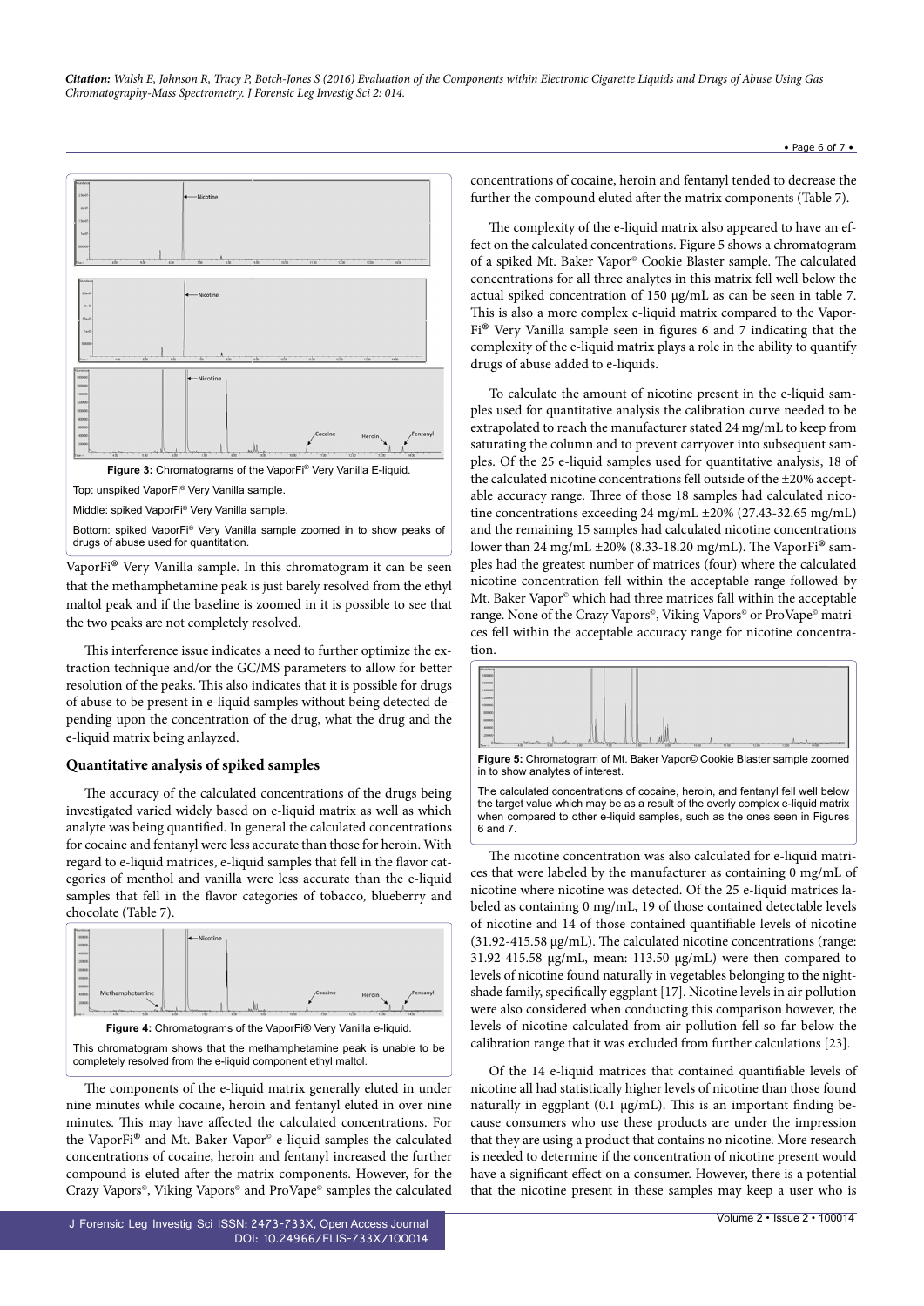Figure 3: Chromatograms of the VaporFi® Very Vanilla E-liquid.

Top: unspiked VaporFi® Very Vanilla sample.

Middle: spiked VaporFi® Very Vanilla sample.

Bottom: spiked VaporFi® Very Vanilla sample zoomed in to show peaks of drugs of abuse used for quantitation.

VaporFi® Very Vanilla sample. In this chromatogram it can be seen that the methamphetamine peak is just barely resolved from the ethyl maltol peak and if the baseline is zoomed in it is possible to see that the two peaks are not completely resolved.

This interference issue indicates a need to further optimize the extraction technique and/or the GC/MS parameters to allow for better resolution of the peaks. This also indicates that it is possible for drugs of abuse to be present in e-liquid samples without being detected depending upon the concentration of the drug, what the drug and the e-liquid matrix being anlayzed.

### Quantitative analysis of spiked samples

The accuracy of the calculated concentrations of the drugs being investigated varied widely based on e-liquid matrix as well as which analyte was being quantified. In general the calculated concentrations for cocaine and fentanyl were less accurate than those for heroin. With regard to e-liquid matrices, e-liquid samples that fell in the flavor categories of menthol and vanilla were less accurate than the e-liquid samples that fell in the flavor categories of tobacco, blueberry and chocolate (Table 7).

Figure 4: Chromatograms of the VaporFi® Very Vanilla e-liquid.

This chromatogram shows that the methamphetamine peak is unable to be completely resolved from the e-liquid component ethyl maltol.

The components of the e-liquid matrix generally eluted in under nine minutes while cocaine, heroin and fentanyl eluted in over nine minutes. This may have affected the calculated concentrations. For the VaporFi® and Mt. Baker Vapor© e-liquid samples the calculated concentrations of cocaine, heroin and fentanyl increased the further compound is eluted after the matrix components. However, for the Crazy Vapors©, Viking Vapors© and ProVape© samples the calculated concentrations of cocaine, heroin and fentanyl tended to decrease the further the compound eluted after the matrix components (Table 7).

The complexity of the e-liquid matrix also appeared to have an effect on the calculated concentrations. Figure 5 shows a chromatogram of a spiked Mt. Baker Vapor© Cookie Blaster sample. The calculated concentrations for all three analytes in this matrix fell well below the actual spiked concentration of 150 μg/mL as can be seen in table 7. This is also a more complex e-liquid matrix compared to the VaporFi® Very Vanilla sample seen in figures 6 and 7 indicating that the complexity of the e-liquid matrix plays a role in the ability to quantify drugs of abuse added to e-liquids.

To calculate the amount of nicotine present in the e-liquid samples used for quantitative analysis the calibration curve needed to be extrapolated to reach the manufacturer stated 24 mg/mL to keep from saturating the column and to prevent carryover into subsequent samples. Of the 25 e-liquid samples used for quantitative analysis, 18 of the calculated nicotine concentrations fell outside of the ±20% acceptable accuracy range. Three of those 18 samples had calculated nicotine concentrations exceeding 24 mg/mL ±20% (27.43-32.65 mg/mL) and the remaining 15 samples had calculated nicotine concentrations lower than 24 mg/mL ±20% (8.33-18.20 mg/mL). The VaporFi® samples had the greatest number of matrices (four) where the calculated nicotine concentration fell within the acceptable range followed by Mt. Baker Vapor© which had three matrices fall within the acceptable range. None of the Crazy Vapors©, Viking Vapors© or ProVape© matrices fell within the acceptable accuracy range for nicotine concentration.

Figure 5: Chromatogram of Mt. Baker Vapor© Cookie Blaster sample zoomed in to show analytes of interest.

The calculated concentrations of cocaine, heroin, and fentanyl fell well below the target value which may be as a result of the overly complex e-liquid matrix when compared to other e-liquid samples, such as the ones seen in Figures 6 and 7.

The nicotine concentration was also calculated for e-liquid matrices that were labeled by the manufacturer as containing 0 mg/mL of nicotine where nicotine was detected. Of the 25 e-liquid matrices labeled as containing 0 mg/mL, 19 of those contained detectable levels of nicotine and 14 of those contained quantifiable levels of nicotine (31.92-415.58 μg/mL). The calculated nicotine concentrations (range: 31.92-415.58 μg/mL, mean: 113.50 μg/mL) were then compared to levels of nicotine found naturally in vegetables belonging to the nightshade family, specifically eggplant [17]. Nicotine levels in air pollution were also considered when conducting this comparison however, the levels of nicotine calculated from air pollution fell so far below the calibration range that it was excluded from further calculations [23].

Of the 14 e-liquid matrices that contained quantifiable levels of nicotine all had statistically higher levels of nicotine than those found naturally in eggplant (0.1 μg/mL). This is an important finding because consumers who use these products are under the impression that they are using a product that contains no nicotine. More research is needed to determine if the concentration of nicotine present would have a significant effect on a consumer. However, there is a potential that the nicotine present in these samples may keep a user who is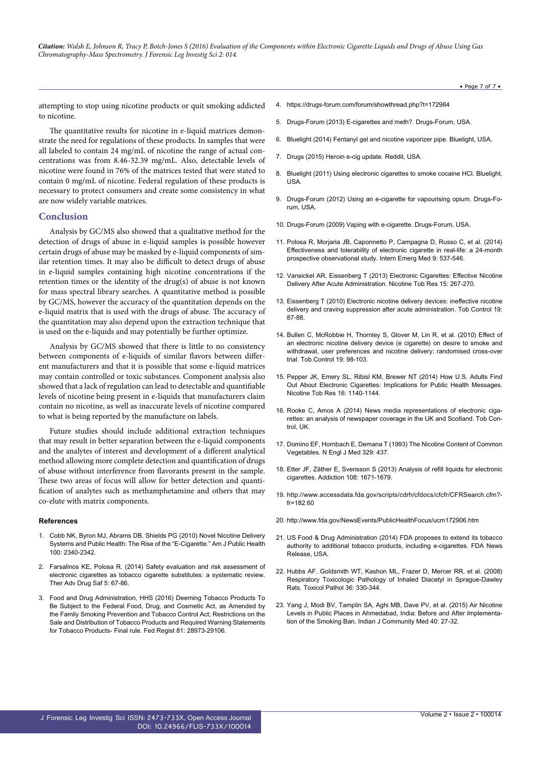attempting to stop using nicotine products or quit smoking addicted to nicotine.

The quantitative results for nicotine in e-liquid matrices demonstrate the need for regulations of these products. In samples that were all labeled to contain 24 mg/mL of nicotine the range of actual concentrations was from 8.46-32.39 mg/mL. Also, detectable levels of nicotine were found in 76% of the matrices tested that were stated to contain 0 mg/mL of nicotine. Federal regulation of these products is necessary to protect consumers and create some consistency in what are now widely variable matrices.

## Conclusion

Analysis by GC/MS also showed that a qualitative method for the detection of drugs of abuse in e-liquid samples is possible however certain drugs of abuse may be masked by e-liquid components of similar retention times. It may also be difficult to detect drugs of abuse in e-liquid samples containing high nicotine concentrations if the retention times or the identity of the drug(s) of abuse is not known for mass spectral library searches. A quantitative method is possible by GC/MS, however the accuracy of the quantitation depends on the e-liquid matrix that is used with the drugs of abuse. The accuracy of the quantitation may also depend upon the extraction technique that is used on the e-liquids and may potentially be further optimize.

Analysis by GC/MS showed that there is little to no consistency between components of e-liquids of similar flavors between different manufacturers and that it is possible that some e-liquid matrices may contain controlled or toxic substances. Component analysis also showed that a lack of regulation can lead to detectable and quantifiable levels of nicotine being present in e-liquids that manufacturers claim contain no nicotine, as well as inaccurate levels of nicotine compared to what is being reported by the manufacture on labels.

Future studies should include additional extraction techniques that may result in better separation between the e-liquid components and the analytes of interest and development of a different analytical method allowing more complete detection and quantification of drugs of abuse without interference from flavorants present in the sample. These two areas of focus will allow for better detection and quantification of analytes such as methamphetamine and others that may co-elute with matrix components.

### References

1. Cobb NK, Byron MJ, Abrams DB, Shields PG (2010) Novel Nicotine Delivery Systems and Public Health: The Rise of the "E-Cigarette." Am J Public Health 100: 2340-2342.
2. Farsalinos KE, Polosa R. (2014) Safety evaluation and risk assessment of electronic cigarettes as tobacco cigarette substitutes: a systematic review. Ther Adv Drug Saf 5: 67-86.
3. Food and Drug Administration, HHS (2016) Deeming Tobacco Products To Be Subject to the Federal Food, Drug, and Cosmetic Act, as Amended by the Family Smoking Prevention and Tobacco Control Act; Restrictions on the Sale and Distribution of Tobacco Products and Required Warning Statements for Tobacco Products- Final rule. Fed Regist 81: 28973-29106.
4. https://drugs-forum.com/forum/showthread.php?t=172984
5. Drugs-Forum (2013) E-cigarettes and meth?. Drugs-Forum, USA.
6. Bluelight (2014) Fentanyl gel and nicotine vaporizer pipe. Bluelight, USA.
7. Drugs (2015) Heroin e-cig update. Reddit, USA.
8. Bluelight (2011) Using electronic cigarettes to smoke cocaine HCl. Bluelight, USA.
9. Drugs-Forum (2012) Using an e-cigarette for vapourising opium. Drugs-Forum, USA.
10. Drugs-Forum (2009) Vaping with e-cigarette. Drugs-Forum, USA.
11. Polosa R, Morjaria JB, Caponnetto P, Campagna D, Russo C, et al. (2014) Effectiveness and tolerability of electronic cigarette in real-life: a 24-month prospective observational study. Intern Emerg Med 9: 537-546.
12. Vansickel AR, Eissenberg T (2013) Electronic Cigarettes: Effective Nicotine Delivery After Acute Administration. Nicotine Tob Res 15: 267-270.
13. Eissenberg T (2010) Electronic nicotine delivery devices: ineffective nicotine delivery and craving suppression after acute administration. Tob Control 19: 87-88.
14. Bullen C, McRobbie H, Thornley S, Glover M, Lin R, et al. (2010) Effect of an electronic nicotine delivery device (e cigarette) on desire to smoke and withdrawal, user preferences and nicotine delivery: randomised cross-over trial. Tob Control 19: 98-103.
15. Pepper JK, Emery SL, Ribisl KM, Brewer NT (2014) How U.S. Adults Find Out About Electronic Cigarettes: Implications for Public Health Messages. Nicotine Tob Res 16: 1140-1144.
16. Rooke C, Amos A (2014) News media representations of electronic cigarettes: an analysis of newspaper coverage in the UK and Scotland. Tob Control, UK.
17. Domino EF, Hornbach E, Demana T (1993) The Nicotine Content of Common Vegetables. N Engl J Med 329: 437.
18. Etter JF, Zäther E, Svensson S (2013) Analysis of refill liquids for electronic cigarettes. Addiction 108: 1671-1679.
19. http://www.accessdata.fda.gov/scripts/cdrh/cfdocs/cfcfr/CFRSearch.cfm?fr=182.60
20. http://www.fda.gov/NewsEvents/PublicHealthFocus/ucm172906.htm
21. US Food & Drug Administration (2014) FDA proposes to extend its tobacco authority to additional tobacco products, including e-cigarettes. FDA News Release, USA.
22. Hubbs AF, Goldsmith WT, Kashon ML, Frazer D, Mercer RR, et al. (2008) Respiratory Toxicologic Pathology of Inhaled Diacetyl in Sprague-Dawley Rats. Toxicol Pathol 36: 330-344.
23. Yang J, Modi BV, Tamplin SA, Aghi MB, Dave PV, et al. (2015) Air Nicotine Levels in Public Places in Ahmedabad, India: Before and After Implementation of the Smoking Ban. Indian J Community Med 40: 27-32.